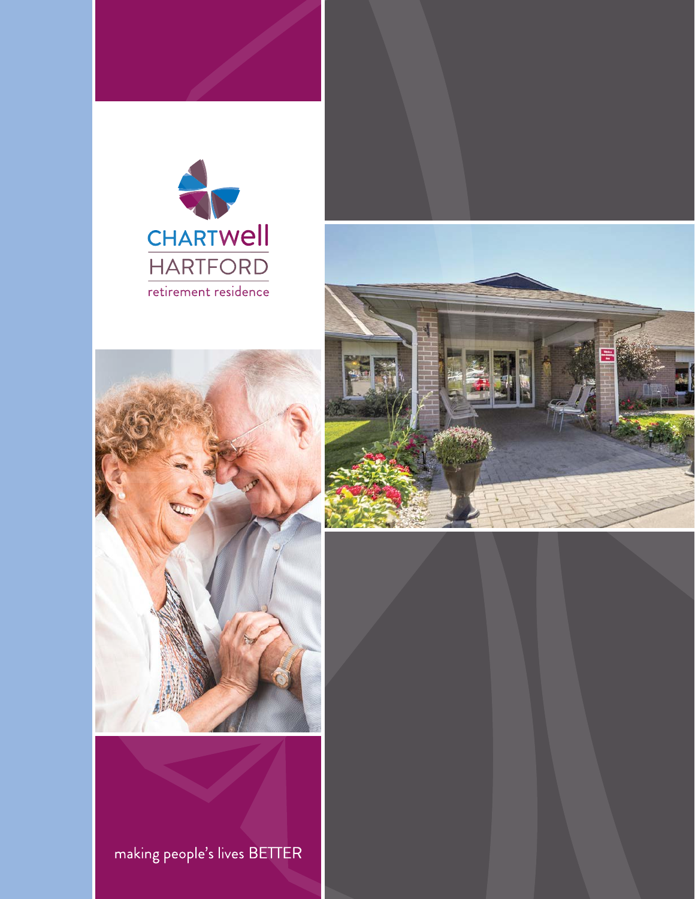CHARTWELL

HARTFORD

retirement residence

making people's lives BETTER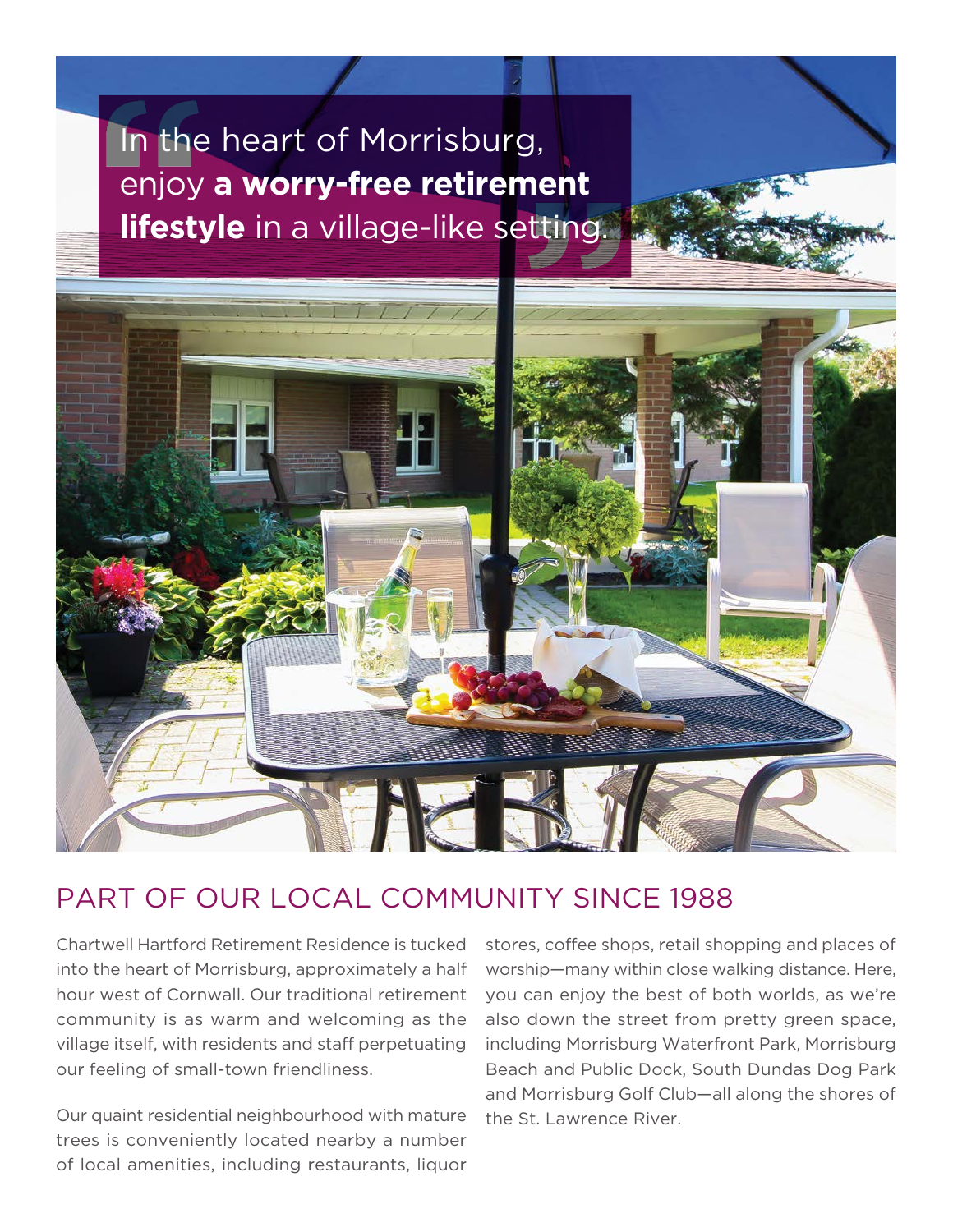> In the heart of Morrisburg, enjoy **a worry-free retirement lifestyle** in a village-like setting.

## PART OF OUR LOCAL COMMUNITY SINCE 1988

Chartwell Hartford Retirement Residence is tucked into the heart of Morrisburg, approximately a half hour west of Cornwall. Our traditional retirement community is as warm and welcoming as the village itself, with residents and staff perpetuating our feeling of small-town friendliness.

Our quaint residential neighbourhood with mature trees is conveniently located nearby a number of local amenities, including restaurants, liquor stores, coffee shops, retail shopping and places of worship—many within close walking distance. Here, you can enjoy the best of both worlds, as we're also down the street from pretty green space, including Morrisburg Waterfront Park, Morrisburg Beach and Public Dock, South Dundas Dog Park and Morrisburg Golf Club—all along the shores of the St. Lawrence River.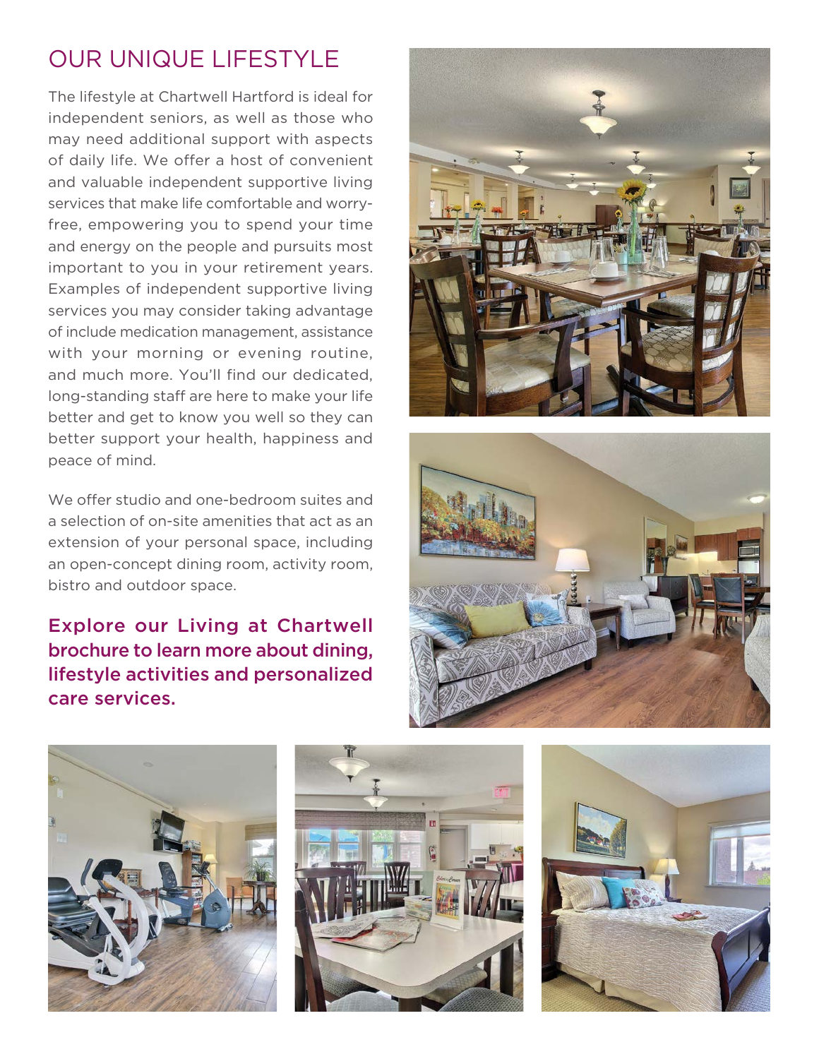# OUR UNIQUE LIFESTYLE

The lifestyle at Chartwell Hartford is ideal for independent seniors, as well as those who may need additional support with aspects of daily life. We offer a host of convenient and valuable independent supportive living services that make life comfortable and worry-free, empowering you to spend your time and energy on the people and pursuits most important to you in your retirement years. Examples of independent supportive living services you may consider taking advantage of include medication management, assistance with your morning or evening routine, and much more. You'll find our dedicated, long-standing staff are here to make your life better and get to know you well so they can better support your health, happiness and peace of mind.

We offer studio and one-bedroom suites and a selection of on-site amenities that act as an extension of your personal space, including an open-concept dining room, activity room, bistro and outdoor space.

**Explore our Living at Chartwell brochure to learn more about dining, lifestyle activities and personalized care services.**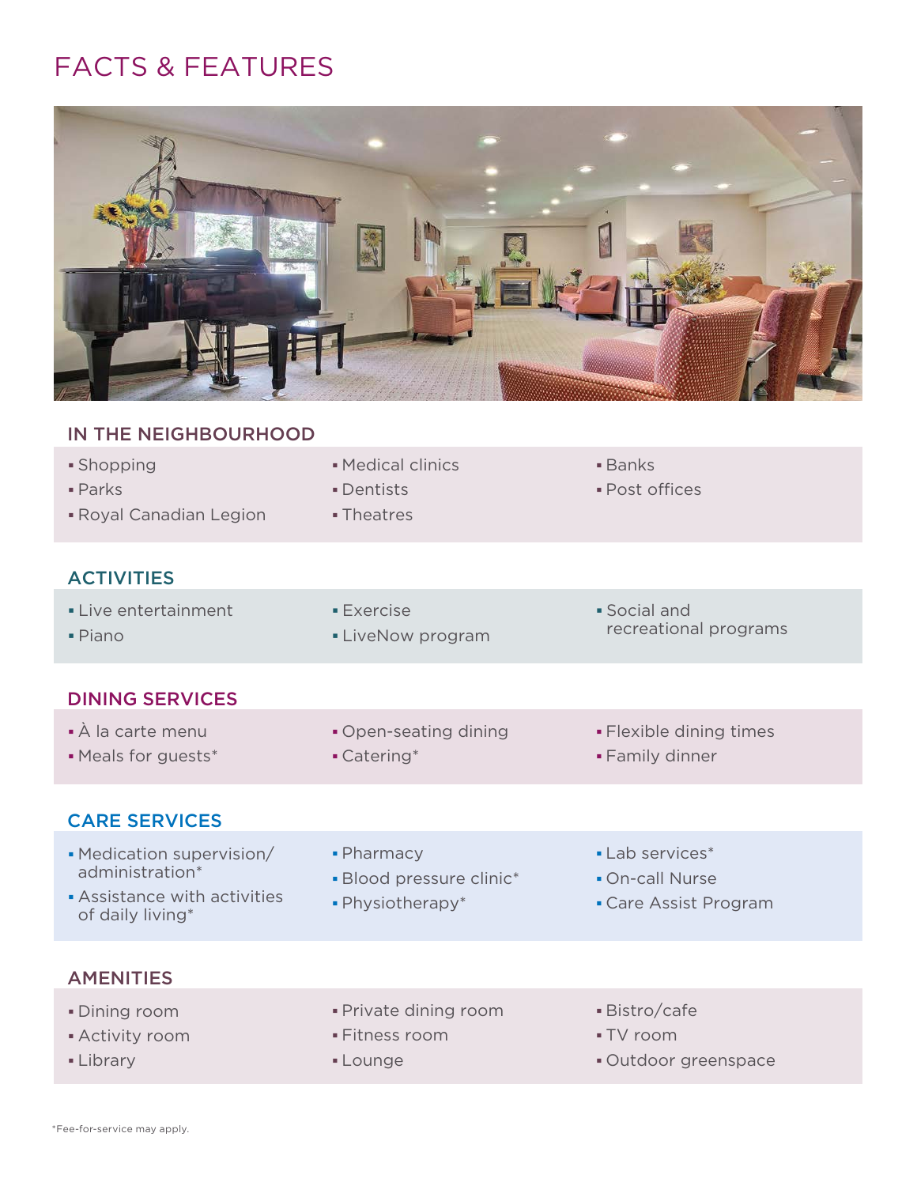# FACTS & FEATURES

## IN THE NEIGHBOURHOOD

- Shopping
- Parks
- Royal Canadian Legion
- Medical clinics
- Dentists
- Theatres
- Banks
- Post offices

## ACTIVITIES

- Live entertainment
- Piano
- Exercise
- LiveNow program
- Social and recreational programs

## DINING SERVICES

- À la carte menu
- Meals for guests*
- Open-seating dining
- Catering*
- Flexible dining times
- Family dinner

## CARE SERVICES

- Medication supervision/ administration*
- Assistance with activities of daily living*
- Pharmacy
- Blood pressure clinic*
- Physiotherapy*
- Lab services*
- On-call Nurse
- Care Assist Program

## AMENITIES

- Dining room
- Activity room
- Library
- Private dining room
- Fitness room
- Lounge
- Bistro/cafe
- TV room
- Outdoor greenspace

*Fee-for-service may apply.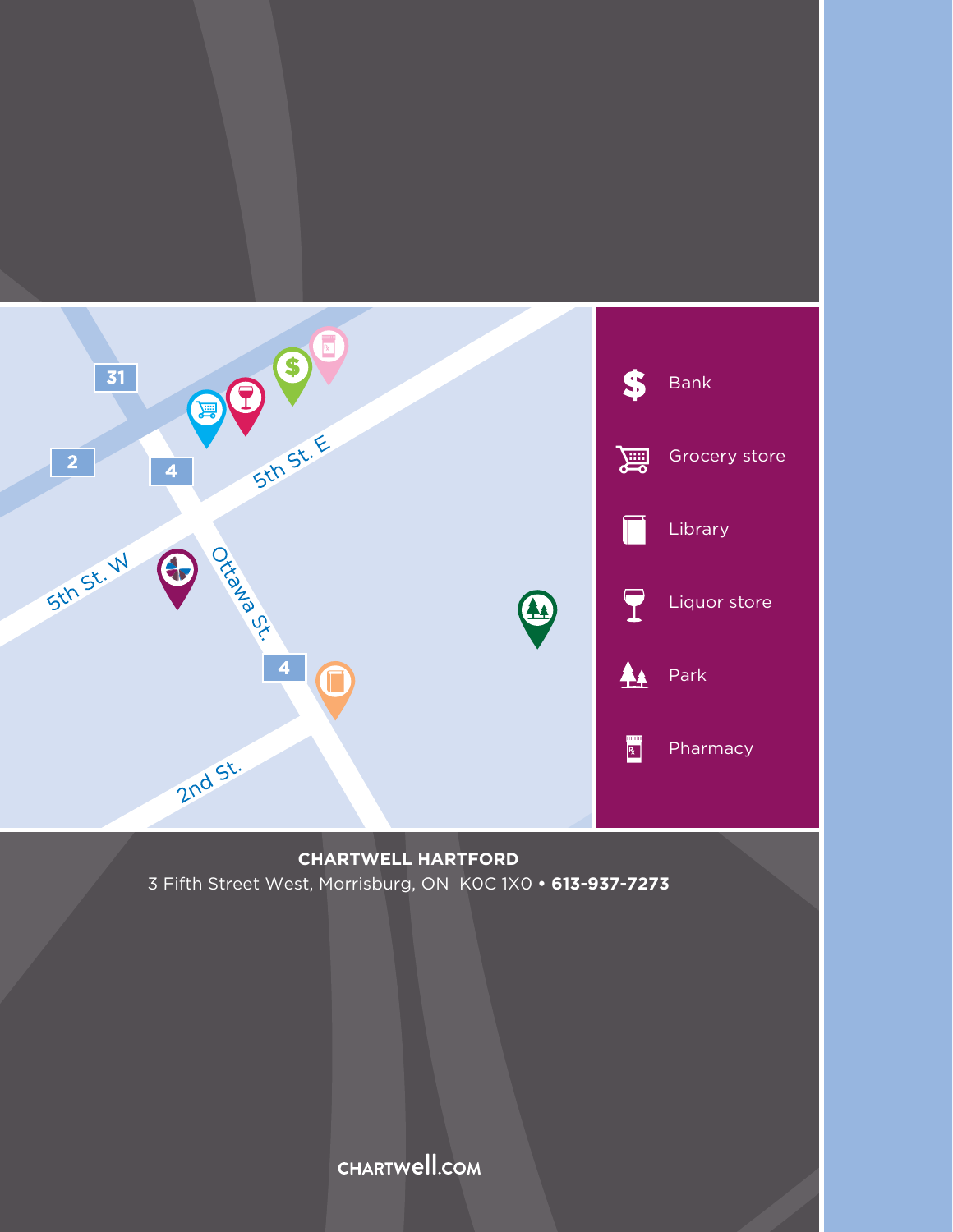5th St. E

5th St. W

Ottawa St.

2nd St.

31

2

4

4

Bank

Grocery store

Library

Liquor store

Park

Pharmacy

**CHARTWELL HARTFORD**

3 Fifth Street West, Morrisburg, ON K0C 1X0 • **613-937-7273**

CHARTWELL.COM